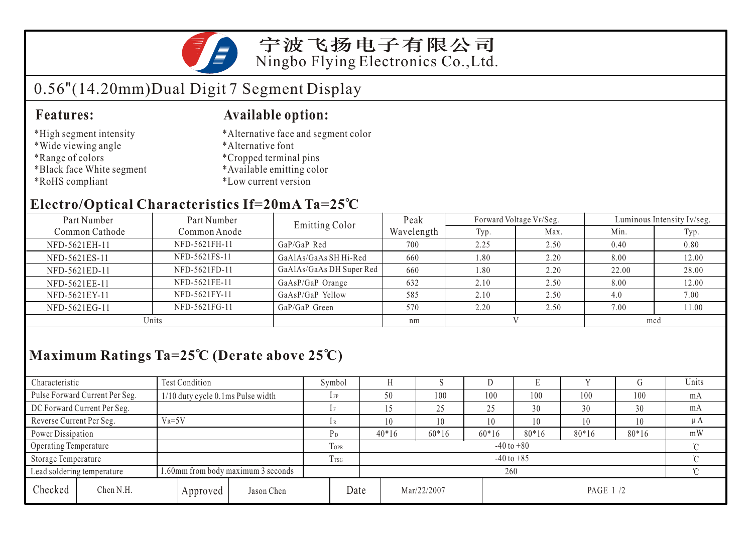# 宁波飞扬电子有限公司
# Ningbo Flying Electronics Co.,Ltd.

## 0.56"(14.20mm)Dual Digit 7 Segment Display

### Features:

*High segment intensity
*Wide viewing angle
*Range of colors
*Black face White segment
*RoHS compliant

### Available option:

*Alternative face and segment color
*Alternative font
*Cropped terminal pins
*Available emitting color
*Low current version

### Electro/Optical Characteristics If=20mA Ta=25℃

| Part Number Common Cathode | Part Number Common Anode | Emitting Color | Peak Wavelength | Forward Voltage $V_F$/Seg. | | Luminous Intensity Iv/seg. | |
|---|---|---|---|---|---|---|---|
| | | | | Typ. | Max. | Min. | Typ. |
| NFD-5621EH-11 | NFD-5621FH-11 | GaP/GaP Red | 700 | 2.25 | 2.50 | 0.40 | 0.80 |
| NFD-5621ES-11 | NFD-5621FS-11 | GaAlAs/GaAs SH Hi-Red | 660 | 1.80 | 2.20 | 8.00 | 12.00 |
| NFD-5621ED-11 | NFD-5621FD-11 | GaAlAs/GaAs DH Super Red | 660 | 1.80 | 2.20 | 22.00 | 28.00 |
| NFD-5621EE-11 | NFD-5621FE-11 | GaAsP/GaP Orange | 632 | 2.10 | 2.50 | 8.00 | 12.00 |
| NFD-5621EY-11 | NFD-5621FY-11 | GaAsP/GaP Yellow | 585 | 2.10 | 2.50 | 4.0 | 7.00 |
| NFD-5621EG-11 | NFD-5621FG-11 | GaP/GaP Green | 570 | 2.20 | 2.50 | 7.00 | 11.00 |
| Units | | | nm | V | | mcd | |

### Maximum Ratings Ta=25℃ (Derate above 25℃)

| Characteristic | Test Condition | Symbol | H | S | D | E | Y | G | Units |
|---|---|---|---|---|---|---|---|---|---|
| Pulse Forward Current Per Seg. | 1/10 duty cycle 0.1ms Pulse width | $I_{FP}$ | 50 | 100 | 100 | 100 | 100 | 100 | mA |
| DC Forward Current Per Seg. | | $I_F$ | 15 | 25 | 25 | 30 | 30 | 30 | mA |
| Reverse Current Per Seg. | $V_R$=5V | $I_R$ | 10 | 10 | 10 | 10 | 10 | 10 | μA |
| Power Dissipation | | $P_D$ | 40*16 | 60*16 | 60*16 | 80*16 | 80*16 | 80*16 | mW |
| Operating Temperature | | $T_{OPR}$ | -40 to +80 | | | | | | ℃ |
| Storage Temperature | | $T_{TSG}$ | -40 to +85 | | | | | | ℃ |
| Lead soldering temperature | 1.60mm from body maximum 3 seconds | | 260 | | | | | | ℃ |

| Checked | Chen N.H. | Approved | Jason Chen | Date | Mar/22/2007 |
|---|---|---|---|---|---|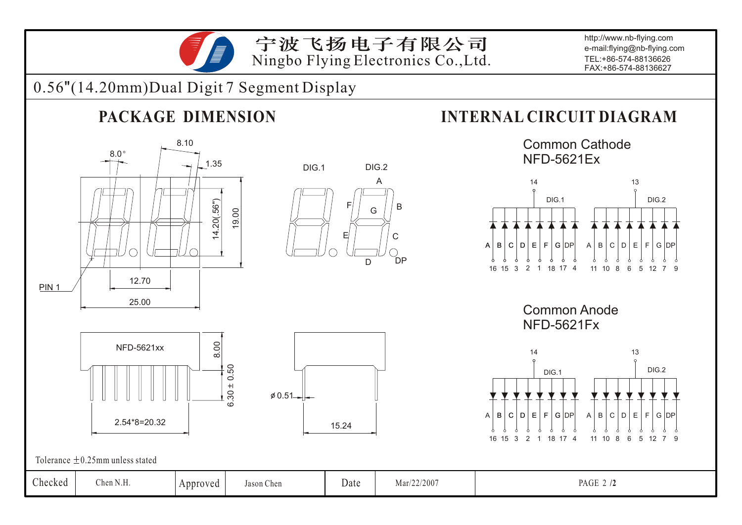宁波飞扬电子有限公司
Ningbo Flying Electronics Co.,Ltd.

http://www.nb-flying.com
e-mail:flying@nb-flying.com
TEL:+86-574-88136626
FAX:+86-574-88136627

## 0.56"(14.20mm)Dual Digit 7 Segment Display

## PACKAGE DIMENSION

8.10
8.0°
1.35
14.20(.56")
19.00
PIN 1
12.70
25.00

DIG.1
DIG.2
A
F
G
B
E
C
D
DP

NFD-5621xx
8.00
6.30 ± 0.50
2.54*8=20.32
ø 0.51
15.24

## INTERNAL CIRCUIT DIAGRAM

### Common Cathode
NFD-5621Ex

14
13
DIG.1
DIG.2
A B C D E F G DP
16 15 3 2 1 18 17 4
A B C D E F G DP
11 10 8 6 5 12 7 9

### Common Anode
NFD-5621Fx

14
13
DIG.1
DIG.2
A B C D E F G DP
16 15 3 2 1 18 17 4
A B C D E F G DP
11 10 8 6 5 12 7 9

Tolerance ±0.25mm unless stated

| Checked | Chen N.H. | Approved | Jason Chen | Date | Mar/22/2007 | PAGE 2 /2 |
|---|---|---|---|---|---|---|